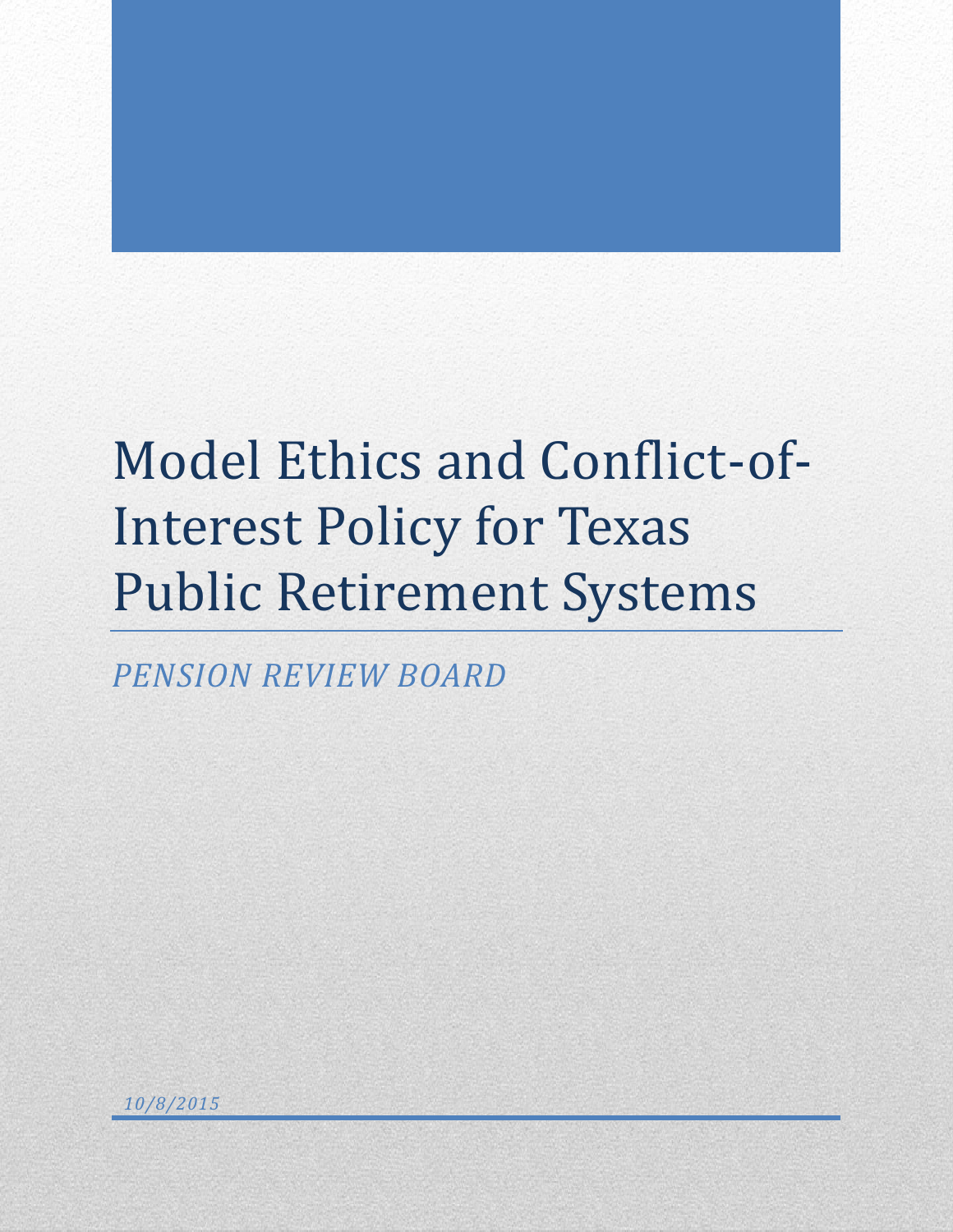# Model Ethics and Conflict-of-Interest Policy for Texas Public Retirement Systems

*PENSION REVIEW BOARD*

*10/8/2015*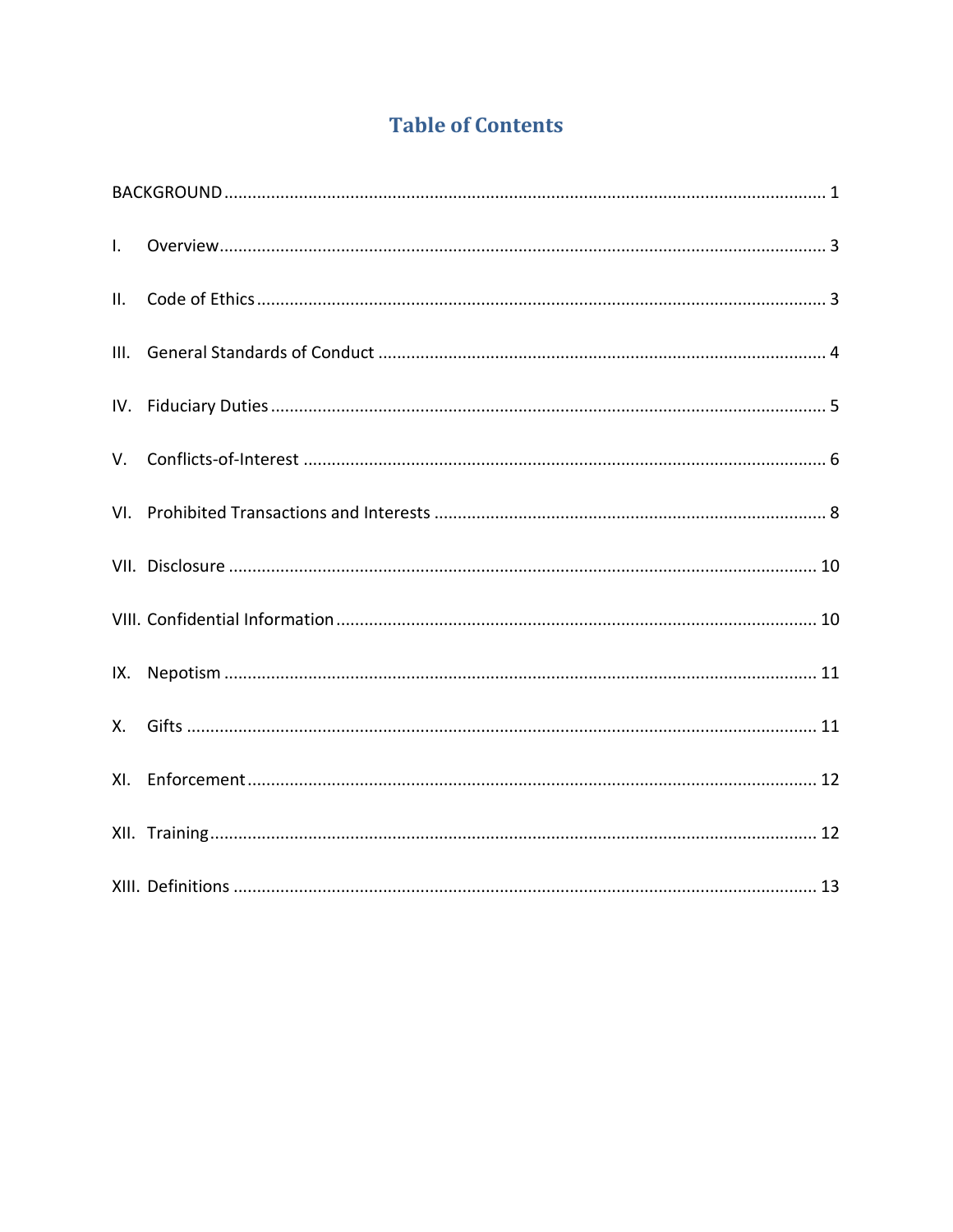# Table of Contents

BACKGROUND ........................................................................ 1

I. Overview ........................................................................ 3

II. Code of Ethics ........................................................................ 3

III. General Standards of Conduct ........................................................................ 4

IV. Fiduciary Duties ........................................................................ 5

V. Conflicts-of-Interest ........................................................................ 6

VI. Prohibited Transactions and Interests ........................................................................ 8

VII. Disclosure ........................................................................ 10

VIII. Confidential Information ........................................................................ 10

IX. Nepotism ........................................................................ 11

X. Gifts ........................................................................ 11

XI. Enforcement ........................................................................ 12

XII. Training ........................................................................ 12

XIII. Definitions ........................................................................ 13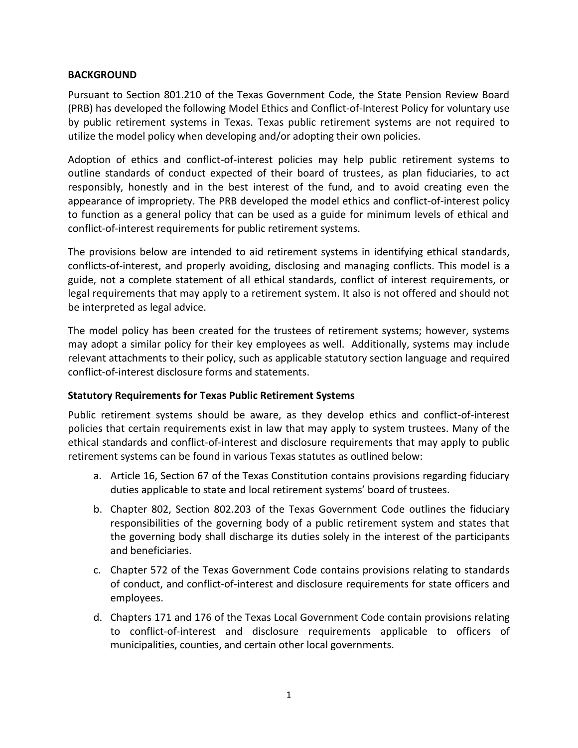## BACKGROUND

Pursuant to Section 801.210 of the Texas Government Code, the State Pension Review Board (PRB) has developed the following Model Ethics and Conflict-of-Interest Policy for voluntary use by public retirement systems in Texas. Texas public retirement systems are not required to utilize the model policy when developing and/or adopting their own policies.

Adoption of ethics and conflict-of-interest policies may help public retirement systems to outline standards of conduct expected of their board of trustees, as plan fiduciaries, to act responsibly, honestly and in the best interest of the fund, and to avoid creating even the appearance of impropriety. The PRB developed the model ethics and conflict-of-interest policy to function as a general policy that can be used as a guide for minimum levels of ethical and conflict-of-interest requirements for public retirement systems.

The provisions below are intended to aid retirement systems in identifying ethical standards, conflicts-of-interest, and properly avoiding, disclosing and managing conflicts. This model is a guide, not a complete statement of all ethical standards, conflict of interest requirements, or legal requirements that may apply to a retirement system. It also is not offered and should not be interpreted as legal advice.

The model policy has been created for the trustees of retirement systems; however, systems may adopt a similar policy for their key employees as well. Additionally, systems may include relevant attachments to their policy, such as applicable statutory section language and required conflict-of-interest disclosure forms and statements.

### Statutory Requirements for Texas Public Retirement Systems

Public retirement systems should be aware, as they develop ethics and conflict-of-interest policies that certain requirements exist in law that may apply to system trustees. Many of the ethical standards and conflict-of-interest and disclosure requirements that may apply to public retirement systems can be found in various Texas statutes as outlined below:

a. Article 16, Section 67 of the Texas Constitution contains provisions regarding fiduciary duties applicable to state and local retirement systems' board of trustees.

b. Chapter 802, Section 802.203 of the Texas Government Code outlines the fiduciary responsibilities of the governing body of a public retirement system and states that the governing body shall discharge its duties solely in the interest of the participants and beneficiaries.

c. Chapter 572 of the Texas Government Code contains provisions relating to standards of conduct, and conflict-of-interest and disclosure requirements for state officers and employees.

d. Chapters 171 and 176 of the Texas Local Government Code contain provisions relating to conflict-of-interest and disclosure requirements applicable to officers of municipalities, counties, and certain other local governments.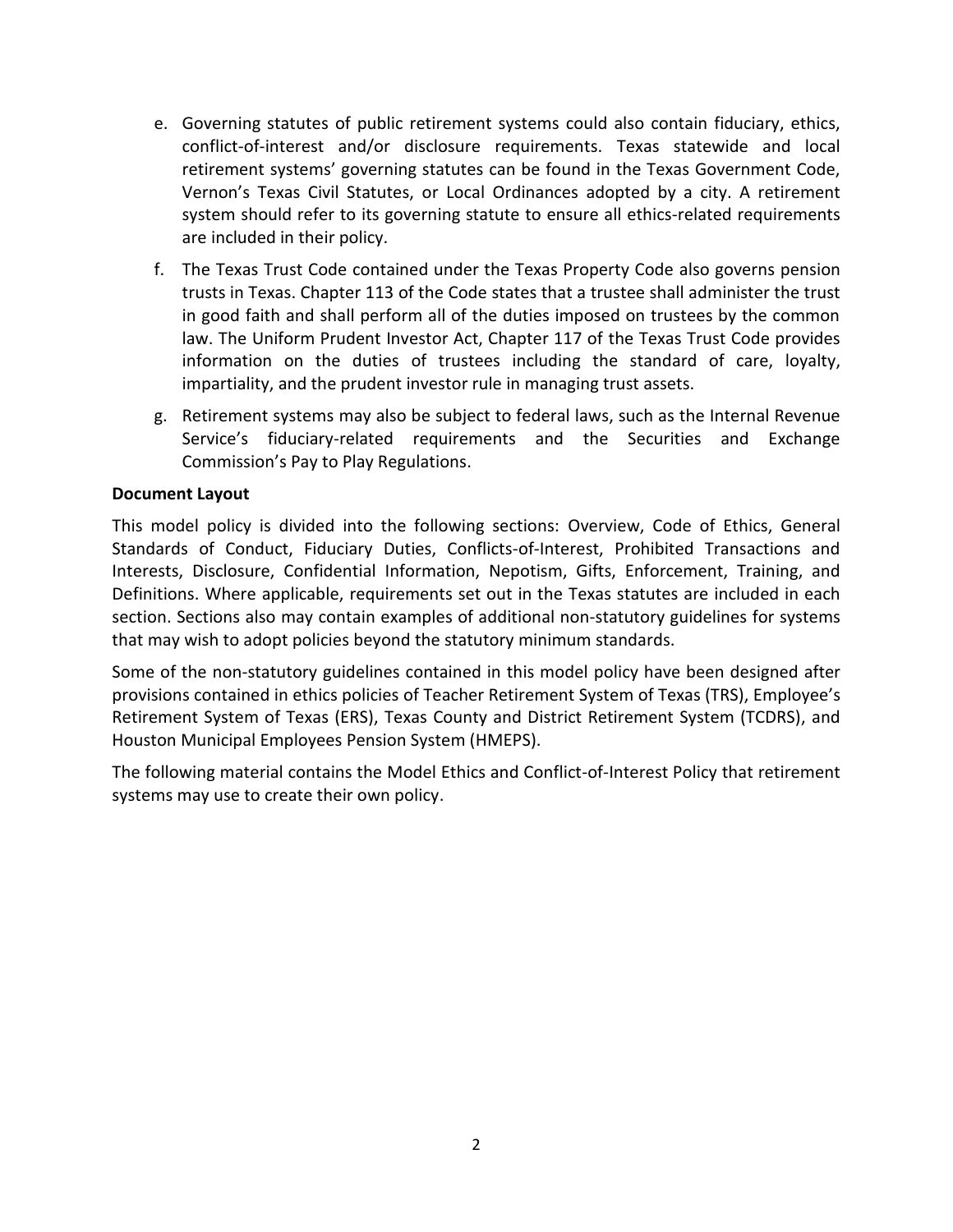e. Governing statutes of public retirement systems could also contain fiduciary, ethics, conflict-of-interest and/or disclosure requirements. Texas statewide and local retirement systems' governing statutes can be found in the Texas Government Code, Vernon's Texas Civil Statutes, or Local Ordinances adopted by a city. A retirement system should refer to its governing statute to ensure all ethics-related requirements are included in their policy.

f. The Texas Trust Code contained under the Texas Property Code also governs pension trusts in Texas. Chapter 113 of the Code states that a trustee shall administer the trust in good faith and shall perform all of the duties imposed on trustees by the common law. The Uniform Prudent Investor Act, Chapter 117 of the Texas Trust Code provides information on the duties of trustees including the standard of care, loyalty, impartiality, and the prudent investor rule in managing trust assets.

g. Retirement systems may also be subject to federal laws, such as the Internal Revenue Service's fiduciary-related requirements and the Securities and Exchange Commission's Pay to Play Regulations.

**Document Layout**

This model policy is divided into the following sections: Overview, Code of Ethics, General Standards of Conduct, Fiduciary Duties, Conflicts-of-Interest, Prohibited Transactions and Interests, Disclosure, Confidential Information, Nepotism, Gifts, Enforcement, Training, and Definitions. Where applicable, requirements set out in the Texas statutes are included in each section. Sections also may contain examples of additional non-statutory guidelines for systems that may wish to adopt policies beyond the statutory minimum standards.

Some of the non-statutory guidelines contained in this model policy have been designed after provisions contained in ethics policies of Teacher Retirement System of Texas (TRS), Employee's Retirement System of Texas (ERS), Texas County and District Retirement System (TCDRS), and Houston Municipal Employees Pension System (HMEPS).

The following material contains the Model Ethics and Conflict-of-Interest Policy that retirement systems may use to create their own policy.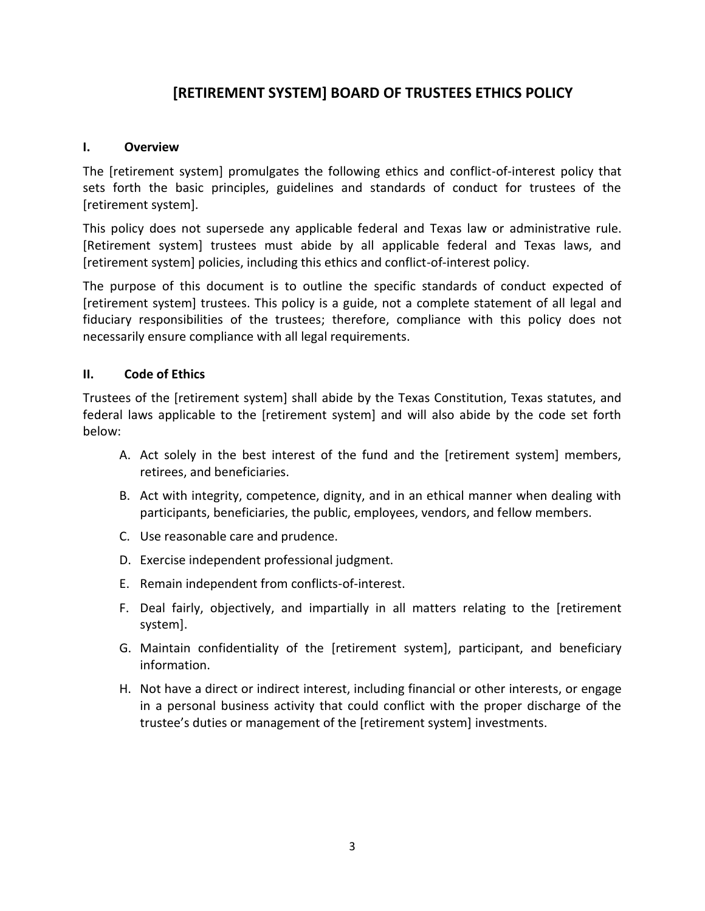# [RETIREMENT SYSTEM] BOARD OF TRUSTEES ETHICS POLICY

## I. Overview

The [retirement system] promulgates the following ethics and conflict-of-interest policy that sets forth the basic principles, guidelines and standards of conduct for trustees of the [retirement system].

This policy does not supersede any applicable federal and Texas law or administrative rule. [Retirement system] trustees must abide by all applicable federal and Texas laws, and [retirement system] policies, including this ethics and conflict-of-interest policy.

The purpose of this document is to outline the specific standards of conduct expected of [retirement system] trustees. This policy is a guide, not a complete statement of all legal and fiduciary responsibilities of the trustees; therefore, compliance with this policy does not necessarily ensure compliance with all legal requirements.

## II. Code of Ethics

Trustees of the [retirement system] shall abide by the Texas Constitution, Texas statutes, and federal laws applicable to the [retirement system] and will also abide by the code set forth below:

A. Act solely in the best interest of the fund and the [retirement system] members, retirees, and beneficiaries.

B. Act with integrity, competence, dignity, and in an ethical manner when dealing with participants, beneficiaries, the public, employees, vendors, and fellow members.

C. Use reasonable care and prudence.

D. Exercise independent professional judgment.

E. Remain independent from conflicts-of-interest.

F. Deal fairly, objectively, and impartially in all matters relating to the [retirement system].

G. Maintain confidentiality of the [retirement system], participant, and beneficiary information.

H. Not have a direct or indirect interest, including financial or other interests, or engage in a personal business activity that could conflict with the proper discharge of the trustee's duties or management of the [retirement system] investments.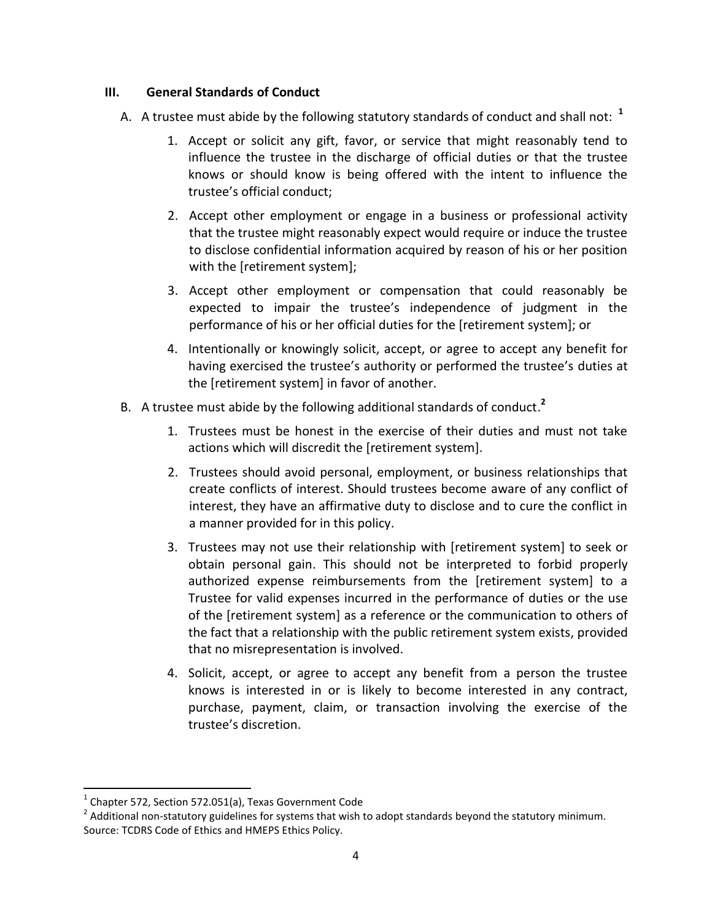## III. General Standards of Conduct

A. A trustee must abide by the following statutory standards of conduct and shall not: [1]

1. Accept or solicit any gift, favor, or service that might reasonably tend to influence the trustee in the discharge of official duties or that the trustee knows or should know is being offered with the intent to influence the trustee's official conduct;
2. Accept other employment or engage in a business or professional activity that the trustee might reasonably expect would require or induce the trustee to disclose confidential information acquired by reason of his or her position with the [retirement system];
3. Accept other employment or compensation that could reasonably be expected to impair the trustee's independence of judgment in the performance of his or her official duties for the [retirement system]; or
4. Intentionally or knowingly solicit, accept, or agree to accept any benefit for having exercised the trustee's authority or performed the trustee's duties at the [retirement system] in favor of another.

B. A trustee must abide by the following additional standards of conduct.[2]

1. Trustees must be honest in the exercise of their duties and must not take actions which will discredit the [retirement system].
2. Trustees should avoid personal, employment, or business relationships that create conflicts of interest. Should trustees become aware of any conflict of interest, they have an affirmative duty to disclose and to cure the conflict in a manner provided for in this policy.
3. Trustees may not use their relationship with [retirement system] to seek or obtain personal gain. This should not be interpreted to forbid properly authorized expense reimbursements from the [retirement system] to a Trustee for valid expenses incurred in the performance of duties or the use of the [retirement system] as a reference or the communication to others of the fact that a relationship with the public retirement system exists, provided that no misrepresentation is involved.
4. Solicit, accept, or agree to accept any benefit from a person the trustee knows is interested in or is likely to become interested in any contract, purchase, payment, claim, or transaction involving the exercise of the trustee's discretion.

---

[1] Chapter 572, Section 572.051(a), Texas Government Code

[2] Additional non-statutory guidelines for systems that wish to adopt standards beyond the statutory minimum. Source: TCDRS Code of Ethics and HMEPS Ethics Policy.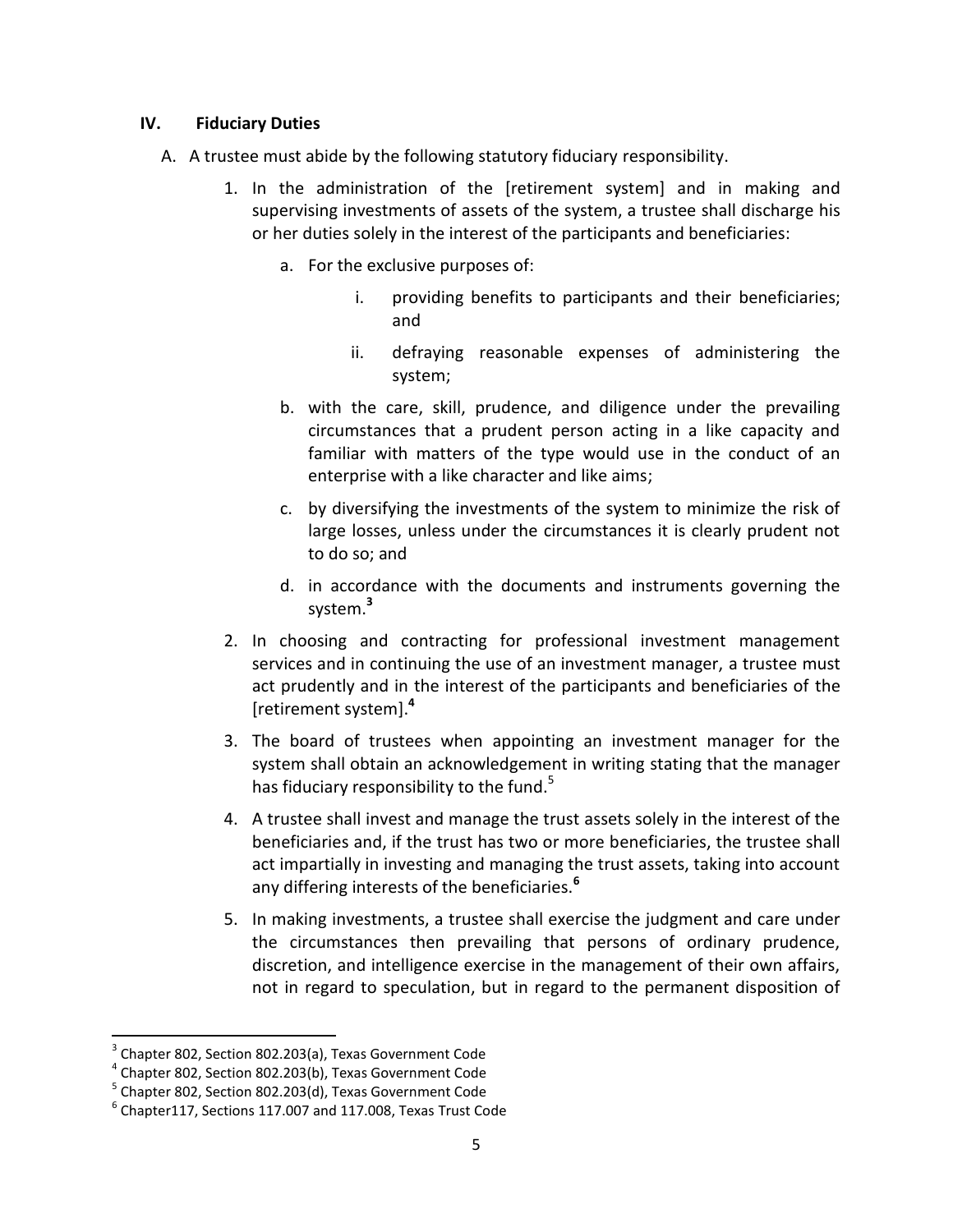## IV. Fiduciary Duties

A. A trustee must abide by the following statutory fiduciary responsibility.

1. In the administration of the [retirement system] and in making and supervising investments of assets of the system, a trustee shall discharge his or her duties solely in the interest of the participants and beneficiaries:

   a. For the exclusive purposes of:

      i. providing benefits to participants and their beneficiaries; and

      ii. defraying reasonable expenses of administering the system;

   b. with the care, skill, prudence, and diligence under the prevailing circumstances that a prudent person acting in a like capacity and familiar with matters of the type would use in the conduct of an enterprise with a like character and like aims;

   c. by diversifying the investments of the system to minimize the risk of large losses, unless under the circumstances it is clearly prudent not to do so; and

   d. in accordance with the documents and instruments governing the system.[3]

2. In choosing and contracting for professional investment management services and in continuing the use of an investment manager, a trustee must act prudently and in the interest of the participants and beneficiaries of the [retirement system].[4]

3. The board of trustees when appointing an investment manager for the system shall obtain an acknowledgement in writing stating that the manager has fiduciary responsibility to the fund.[5]

4. A trustee shall invest and manage the trust assets solely in the interest of the beneficiaries and, if the trust has two or more beneficiaries, the trustee shall act impartially in investing and managing the trust assets, taking into account any differing interests of the beneficiaries.[6]

5. In making investments, a trustee shall exercise the judgment and care under the circumstances then prevailing that persons of ordinary prudence, discretion, and intelligence exercise in the management of their own affairs, not in regard to speculation, but in regard to the permanent disposition of

---

[3] Chapter 802, Section 802.203(a), Texas Government Code

[4] Chapter 802, Section 802.203(b), Texas Government Code

[5] Chapter 802, Section 802.203(d), Texas Government Code

[6] Chapter117, Sections 117.007 and 117.008, Texas Trust Code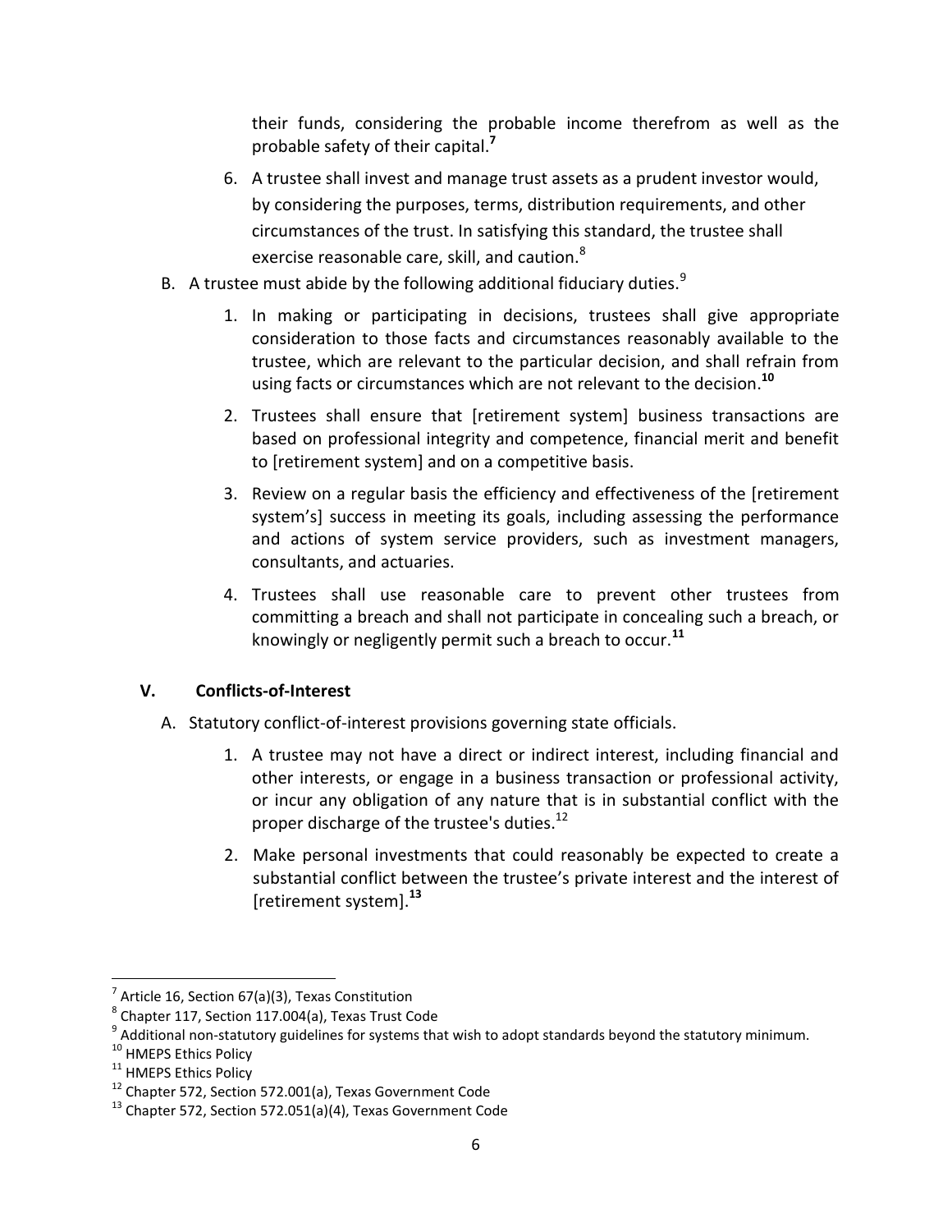their funds, considering the probable income therefrom as well as the probable safety of their capital.[7]

6. A trustee shall invest and manage trust assets as a prudent investor would, by considering the purposes, terms, distribution requirements, and other circumstances of the trust. In satisfying this standard, the trustee shall exercise reasonable care, skill, and caution.[8]

B. A trustee must abide by the following additional fiduciary duties.[9]

1. In making or participating in decisions, trustees shall give appropriate consideration to those facts and circumstances reasonably available to the trustee, which are relevant to the particular decision, and shall refrain from using facts or circumstances which are not relevant to the decision.[10]
2. Trustees shall ensure that [retirement system] business transactions are based on professional integrity and competence, financial merit and benefit to [retirement system] and on a competitive basis.
3. Review on a regular basis the efficiency and effectiveness of the [retirement system's] success in meeting its goals, including assessing the performance and actions of system service providers, such as investment managers, consultants, and actuaries.
4. Trustees shall use reasonable care to prevent other trustees from committing a breach and shall not participate in concealing such a breach, or knowingly or negligently permit such a breach to occur.[11]

## V. Conflicts-of-Interest

A. Statutory conflict-of-interest provisions governing state officials.

1. A trustee may not have a direct or indirect interest, including financial and other interests, or engage in a business transaction or professional activity, or incur any obligation of any nature that is in substantial conflict with the proper discharge of the trustee's duties.[12]
2. Make personal investments that could reasonably be expected to create a substantial conflict between the trustee's private interest and the interest of [retirement system].[13]

---

[7] Article 16, Section 67(a)(3), Texas Constitution

[8] Chapter 117, Section 117.004(a), Texas Trust Code

[9] Additional non-statutory guidelines for systems that wish to adopt standards beyond the statutory minimum.

[10] HMEPS Ethics Policy

[11] HMEPS Ethics Policy

[12] Chapter 572, Section 572.001(a), Texas Government Code

[13] Chapter 572, Section 572.051(a)(4), Texas Government Code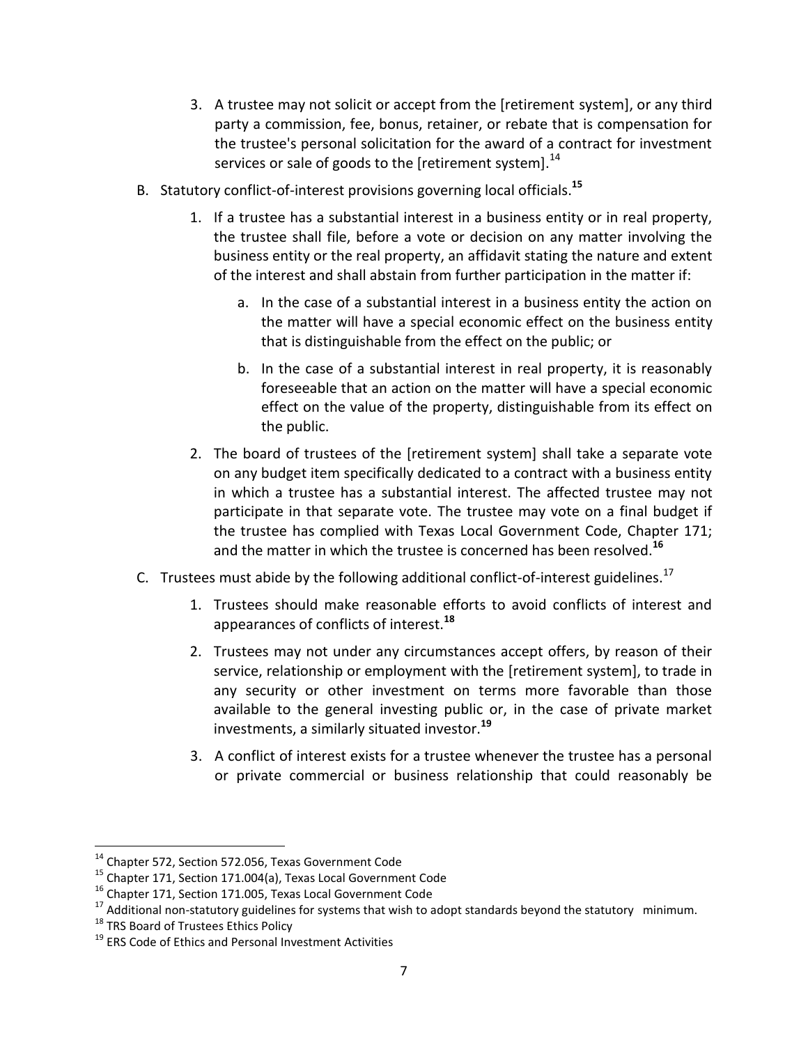3. A trustee may not solicit or accept from the [retirement system], or any third party a commission, fee, bonus, retainer, or rebate that is compensation for the trustee's personal solicitation for the award of a contract for investment services or sale of goods to the [retirement system].[14]

B. Statutory conflict-of-interest provisions governing local officials.[15]

1. If a trustee has a substantial interest in a business entity or in real property, the trustee shall file, before a vote or decision on any matter involving the business entity or the real property, an affidavit stating the nature and extent of the interest and shall abstain from further participation in the matter if:

    a. In the case of a substantial interest in a business entity the action on the matter will have a special economic effect on the business entity that is distinguishable from the effect on the public; or

    b. In the case of a substantial interest in real property, it is reasonably foreseeable that an action on the matter will have a special economic effect on the value of the property, distinguishable from its effect on the public.

2. The board of trustees of the [retirement system] shall take a separate vote on any budget item specifically dedicated to a contract with a business entity in which a trustee has a substantial interest. The affected trustee may not participate in that separate vote. The trustee may vote on a final budget if the trustee has complied with Texas Local Government Code, Chapter 171; and the matter in which the trustee is concerned has been resolved.[16]

C. Trustees must abide by the following additional conflict-of-interest guidelines.[17]

1. Trustees should make reasonable efforts to avoid conflicts of interest and appearances of conflicts of interest.[18]

2. Trustees may not under any circumstances accept offers, by reason of their service, relationship or employment with the [retirement system], to trade in any security or other investment on terms more favorable than those available to the general investing public or, in the case of private market investments, a similarly situated investor.[19]

3. A conflict of interest exists for a trustee whenever the trustee has a personal or private commercial or business relationship that could reasonably be

---

[14] Chapter 572, Section 572.056, Texas Government Code

[15] Chapter 171, Section 171.004(a), Texas Local Government Code

[16] Chapter 171, Section 171.005, Texas Local Government Code

[17] Additional non-statutory guidelines for systems that wish to adopt standards beyond the statutory minimum.

[18] TRS Board of Trustees Ethics Policy

[19] ERS Code of Ethics and Personal Investment Activities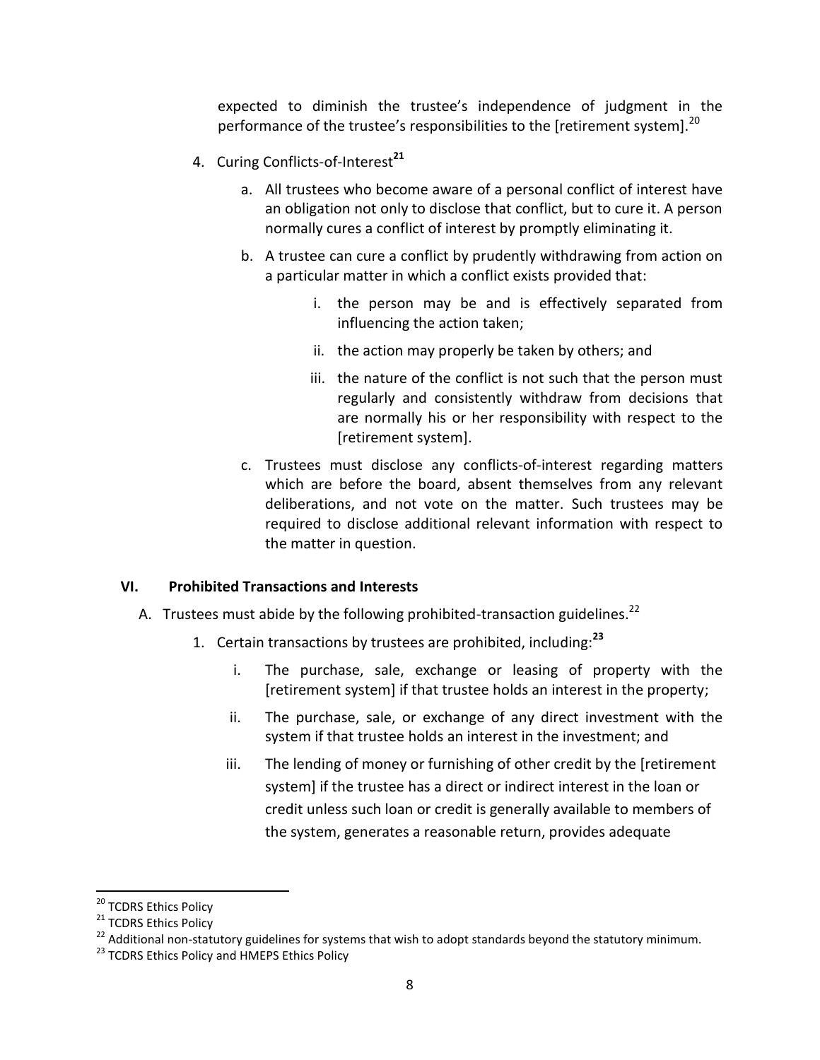expected to diminish the trustee's independence of judgment in the performance of the trustee's responsibilities to the [retirement system].[20]

4. Curing Conflicts-of-Interest[21]

   a. All trustees who become aware of a personal conflict of interest have an obligation not only to disclose that conflict, but to cure it. A person normally cures a conflict of interest by promptly eliminating it.

   b. A trustee can cure a conflict by prudently withdrawing from action on a particular matter in which a conflict exists provided that:

      i. the person may be and is effectively separated from influencing the action taken;

      ii. the action may properly be taken by others; and

      iii. the nature of the conflict is not such that the person must regularly and consistently withdraw from decisions that are normally his or her responsibility with respect to the [retirement system].

   c. Trustees must disclose any conflicts-of-interest regarding matters which are before the board, absent themselves from any relevant deliberations, and not vote on the matter. Such trustees may be required to disclose additional relevant information with respect to the matter in question.

## VI. Prohibited Transactions and Interests

A. Trustees must abide by the following prohibited-transaction guidelines.[22]

1. Certain transactions by trustees are prohibited, including:[23]

   i. The purchase, sale, exchange or leasing of property with the [retirement system] if that trustee holds an interest in the property;

   ii. The purchase, sale, or exchange of any direct investment with the system if that trustee holds an interest in the investment; and

   iii. The lending of money or furnishing of other credit by the [retirement system] if the trustee has a direct or indirect interest in the loan or credit unless such loan or credit is generally available to members of the system, generates a reasonable return, provides adequate

---

[20] TCDRS Ethics Policy

[21] TCDRS Ethics Policy

[22] Additional non-statutory guidelines for systems that wish to adopt standards beyond the statutory minimum.

[23] TCDRS Ethics Policy and HMEPS Ethics Policy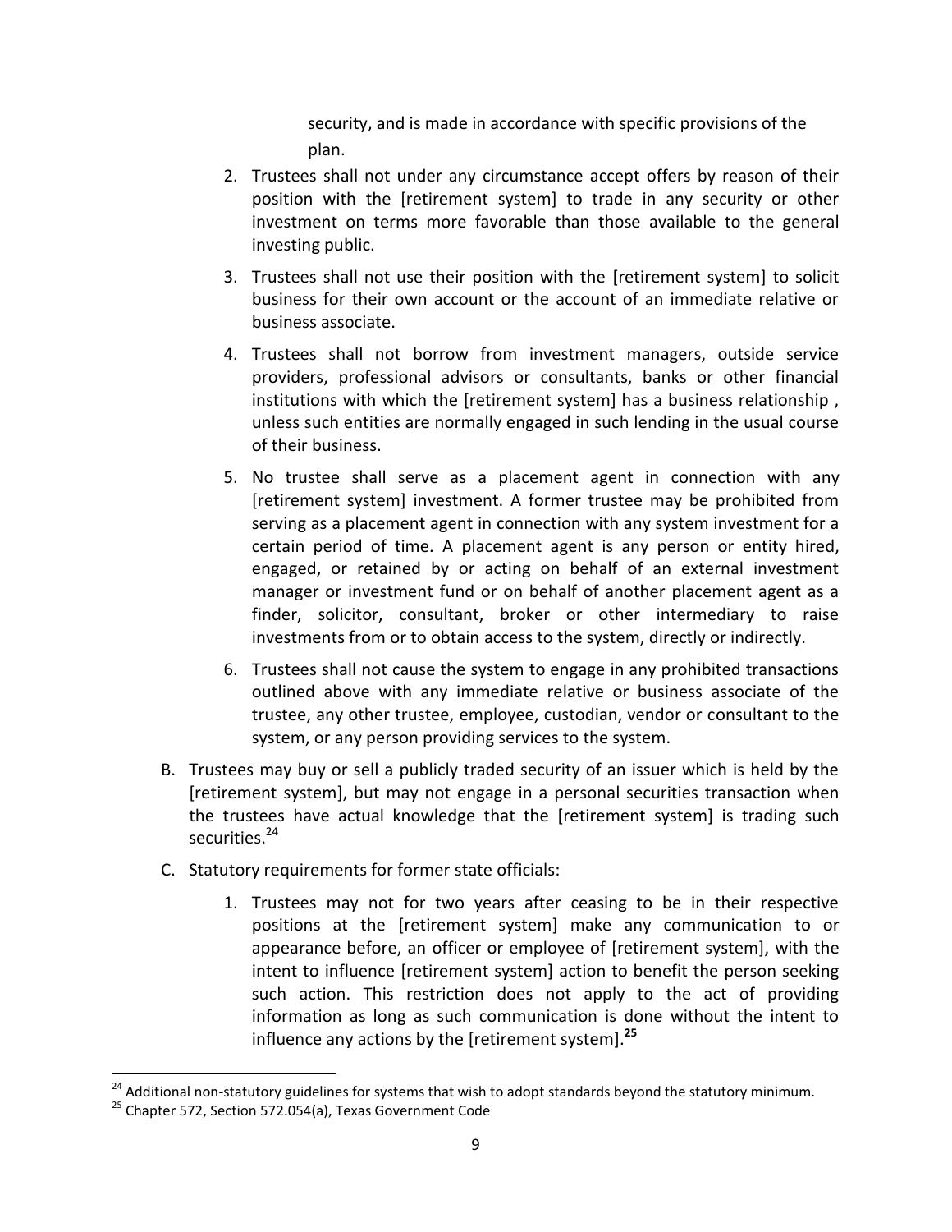security, and is made in accordance with specific provisions of the plan.

2. Trustees shall not under any circumstance accept offers by reason of their position with the [retirement system] to trade in any security or other investment on terms more favorable than those available to the general investing public.

3. Trustees shall not use their position with the [retirement system] to solicit business for their own account or the account of an immediate relative or business associate.

4. Trustees shall not borrow from investment managers, outside service providers, professional advisors or consultants, banks or other financial institutions with which the [retirement system] has a business relationship , unless such entities are normally engaged in such lending in the usual course of their business.

5. No trustee shall serve as a placement agent in connection with any [retirement system] investment. A former trustee may be prohibited from serving as a placement agent in connection with any system investment for a certain period of time. A placement agent is any person or entity hired, engaged, or retained by or acting on behalf of an external investment manager or investment fund or on behalf of another placement agent as a finder, solicitor, consultant, broker or other intermediary to raise investments from or to obtain access to the system, directly or indirectly.

6. Trustees shall not cause the system to engage in any prohibited transactions outlined above with any immediate relative or business associate of the trustee, any other trustee, employee, custodian, vendor or consultant to the system, or any person providing services to the system.

B. Trustees may buy or sell a publicly traded security of an issuer which is held by the [retirement system], but may not engage in a personal securities transaction when the trustees have actual knowledge that the [retirement system] is trading such securities.[24]

C. Statutory requirements for former state officials:

   1. Trustees may not for two years after ceasing to be in their respective positions at the [retirement system] make any communication to or appearance before, an officer or employee of [retirement system], with the intent to influence [retirement system] action to benefit the person seeking such action. This restriction does not apply to the act of providing information as long as such communication is done without the intent to influence any actions by the [retirement system].[25]

---

[24] Additional non-statutory guidelines for systems that wish to adopt standards beyond the statutory minimum.

[25] Chapter 572, Section 572.054(a), Texas Government Code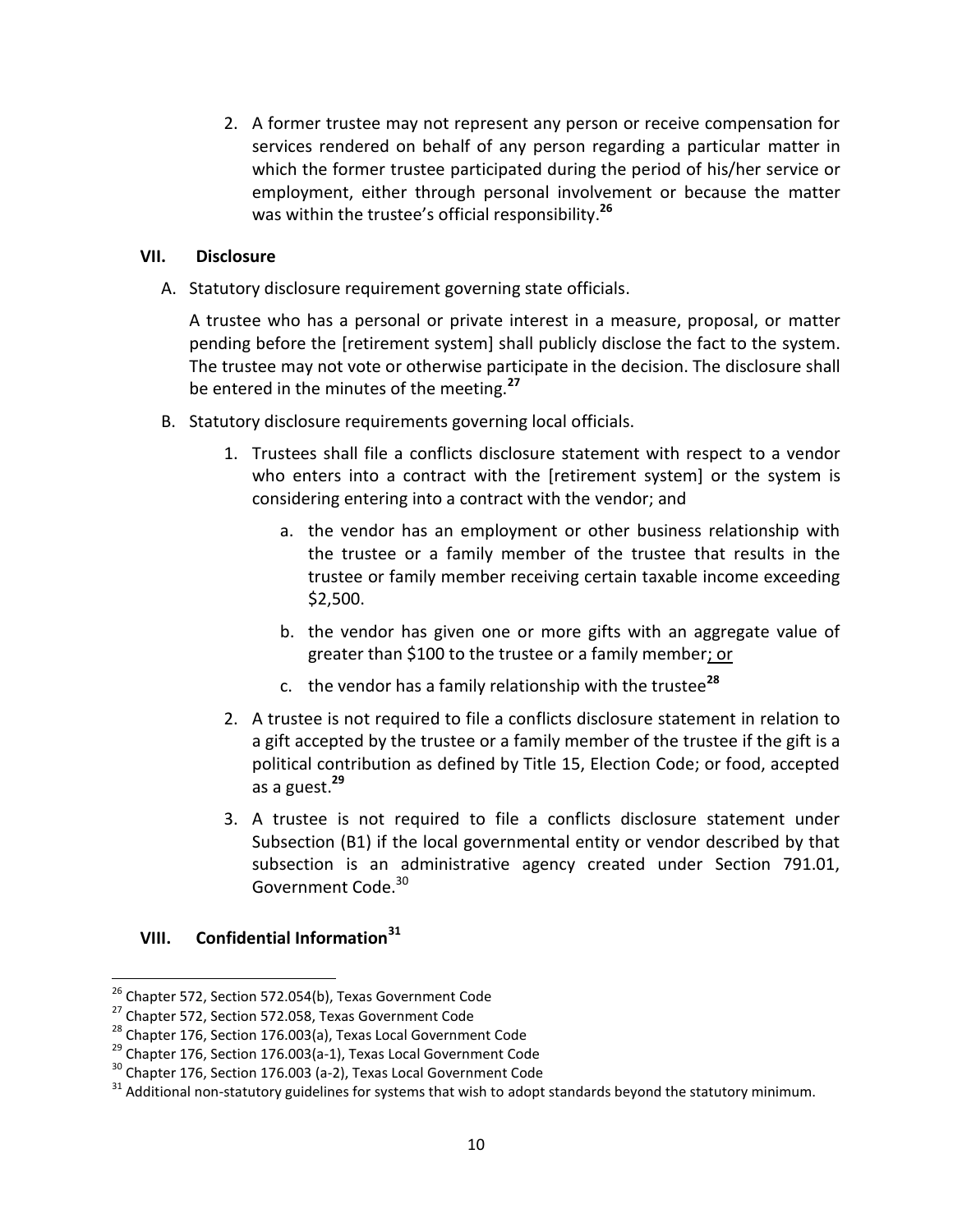2. A former trustee may not represent any person or receive compensation for services rendered on behalf of any person regarding a particular matter in which the former trustee participated during the period of his/her service or employment, either through personal involvement or because the matter was within the trustee's official responsibility.[26]

## VII. Disclosure

A. Statutory disclosure requirement governing state officials.

A trustee who has a personal or private interest in a measure, proposal, or matter pending before the [retirement system] shall publicly disclose the fact to the system. The trustee may not vote or otherwise participate in the decision. The disclosure shall be entered in the minutes of the meeting.[27]

B. Statutory disclosure requirements governing local officials.

1. Trustees shall file a conflicts disclosure statement with respect to a vendor who enters into a contract with the [retirement system] or the system is considering entering into a contract with the vendor; and

   a. the vendor has an employment or other business relationship with the trustee or a family member of the trustee that results in the trustee or family member receiving certain taxable income exceeding $2,500.

   b. the vendor has given one or more gifts with an aggregate value of greater than $100 to the trustee or a family member<u>; or</u>

   c. the vendor has a family relationship with the trustee[28]

2. A trustee is not required to file a conflicts disclosure statement in relation to a gift accepted by the trustee or a family member of the trustee if the gift is a political contribution as defined by Title 15, Election Code; or food, accepted as a guest.[29]

3. A trustee is not required to file a conflicts disclosure statement under Subsection (B1) if the local governmental entity or vendor described by that subsection is an administrative agency created under Section 791.01, Government Code.[30]

## VIII. Confidential Information[31]

---

[26] Chapter 572, Section 572.054(b), Texas Government Code
[27] Chapter 572, Section 572.058, Texas Government Code
[28] Chapter 176, Section 176.003(a), Texas Local Government Code
[29] Chapter 176, Section 176.003(a-1), Texas Local Government Code
[30] Chapter 176, Section 176.003 (a-2), Texas Local Government Code
[31] Additional non-statutory guidelines for systems that wish to adopt standards beyond the statutory minimum.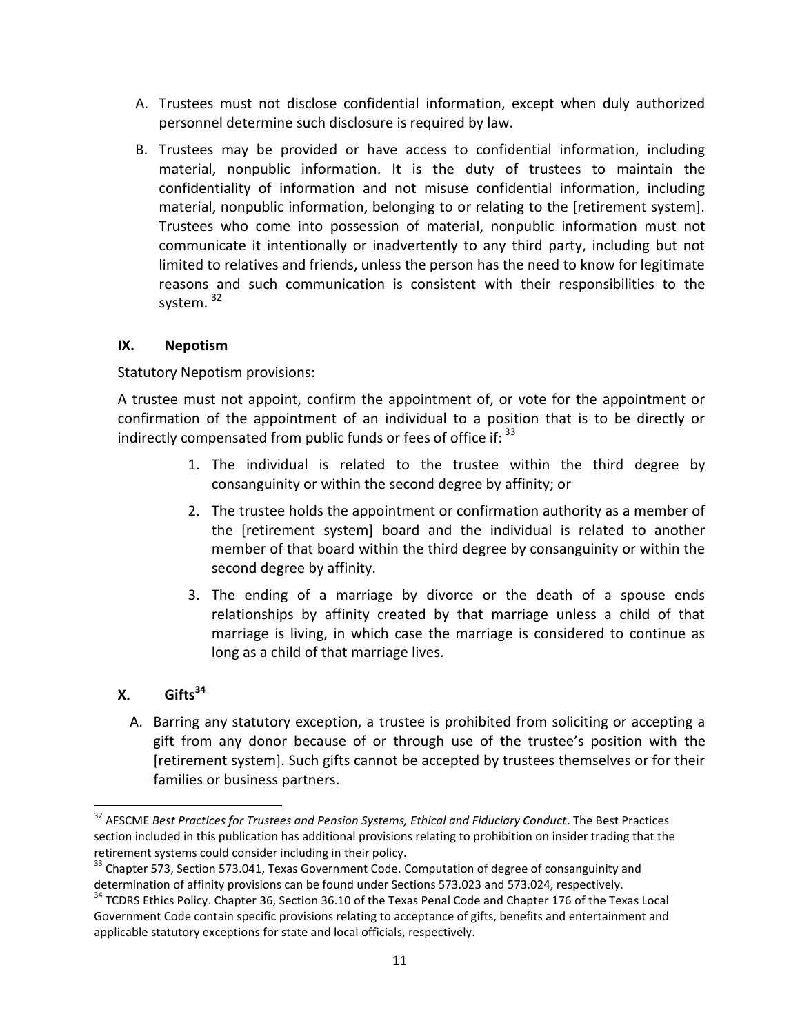A. Trustees must not disclose confidential information, except when duly authorized personnel determine such disclosure is required by law.

B. Trustees may be provided or have access to confidential information, including material, nonpublic information. It is the duty of trustees to maintain the confidentiality of information and not misuse confidential information, including material, nonpublic information, belonging to or relating to the [retirement system]. Trustees who come into possession of material, nonpublic information must not communicate it intentionally or inadvertently to any third party, including but not limited to relatives and friends, unless the person has the need to know for legitimate reasons and such communication is consistent with their responsibilities to the system. [32]

### IX. Nepotism

Statutory Nepotism provisions:

A trustee must not appoint, confirm the appointment of, or vote for the appointment or confirmation of the appointment of an individual to a position that is to be directly or indirectly compensated from public funds or fees of office if: [33]

1. The individual is related to the trustee within the third degree by consanguinity or within the second degree by affinity; or
2. The trustee holds the appointment or confirmation authority as a member of the [retirement system] board and the individual is related to another member of that board within the third degree by consanguinity or within the second degree by affinity.
3. The ending of a marriage by divorce or the death of a spouse ends relationships by affinity created by that marriage unless a child of that marriage is living, in which case the marriage is considered to continue as long as a child of that marriage lives.

### X. Gifts[34]

A. Barring any statutory exception, a trustee is prohibited from soliciting or accepting a gift from any donor because of or through use of the trustee's position with the [retirement system]. Such gifts cannot be accepted by trustees themselves or for their families or business partners.

---

[32] AFSCME *Best Practices for Trustees and Pension Systems, Ethical and Fiduciary Conduct*. The Best Practices section included in this publication has additional provisions relating to prohibition on insider trading that the retirement systems could consider including in their policy.

[33] Chapter 573, Section 573.041, Texas Government Code. Computation of degree of consanguinity and determination of affinity provisions can be found under Sections 573.023 and 573.024, respectively.

[34] TCDRS Ethics Policy. Chapter 36, Section 36.10 of the Texas Penal Code and Chapter 176 of the Texas Local Government Code contain specific provisions relating to acceptance of gifts, benefits and entertainment and applicable statutory exceptions for state and local officials, respectively.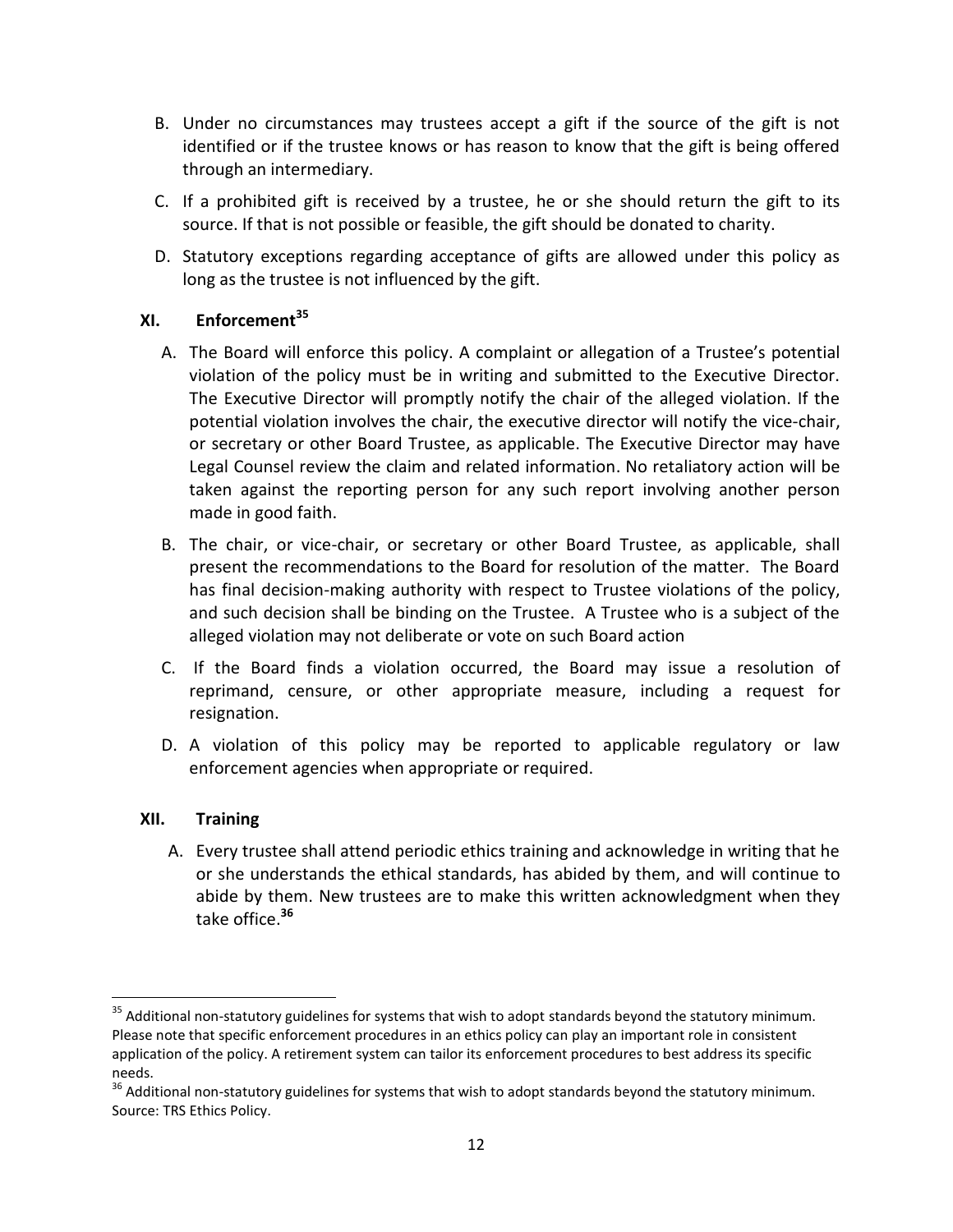B. Under no circumstances may trustees accept a gift if the source of the gift is not identified or if the trustee knows or has reason to know that the gift is being offered through an intermediary.

C. If a prohibited gift is received by a trustee, he or she should return the gift to its source. If that is not possible or feasible, the gift should be donated to charity.

D. Statutory exceptions regarding acceptance of gifts are allowed under this policy as long as the trustee is not influenced by the gift.

## XI. Enforcement[35]

A. The Board will enforce this policy. A complaint or allegation of a Trustee's potential violation of the policy must be in writing and submitted to the Executive Director. The Executive Director will promptly notify the chair of the alleged violation. If the potential violation involves the chair, the executive director will notify the vice-chair, or secretary or other Board Trustee, as applicable. The Executive Director may have Legal Counsel review the claim and related information. No retaliatory action will be taken against the reporting person for any such report involving another person made in good faith.

B. The chair, or vice-chair, or secretary or other Board Trustee, as applicable, shall present the recommendations to the Board for resolution of the matter. The Board has final decision-making authority with respect to Trustee violations of the policy, and such decision shall be binding on the Trustee. A Trustee who is a subject of the alleged violation may not deliberate or vote on such Board action

C. If the Board finds a violation occurred, the Board may issue a resolution of reprimand, censure, or other appropriate measure, including a request for resignation.

D. A violation of this policy may be reported to applicable regulatory or law enforcement agencies when appropriate or required.

## XII. Training

A. Every trustee shall attend periodic ethics training and acknowledge in writing that he or she understands the ethical standards, has abided by them, and will continue to abide by them. New trustees are to make this written acknowledgment when they take office.[36]

---

[35] Additional non-statutory guidelines for systems that wish to adopt standards beyond the statutory minimum. Please note that specific enforcement procedures in an ethics policy can play an important role in consistent application of the policy. A retirement system can tailor its enforcement procedures to best address its specific needs.

[36] Additional non-statutory guidelines for systems that wish to adopt standards beyond the statutory minimum. Source: TRS Ethics Policy.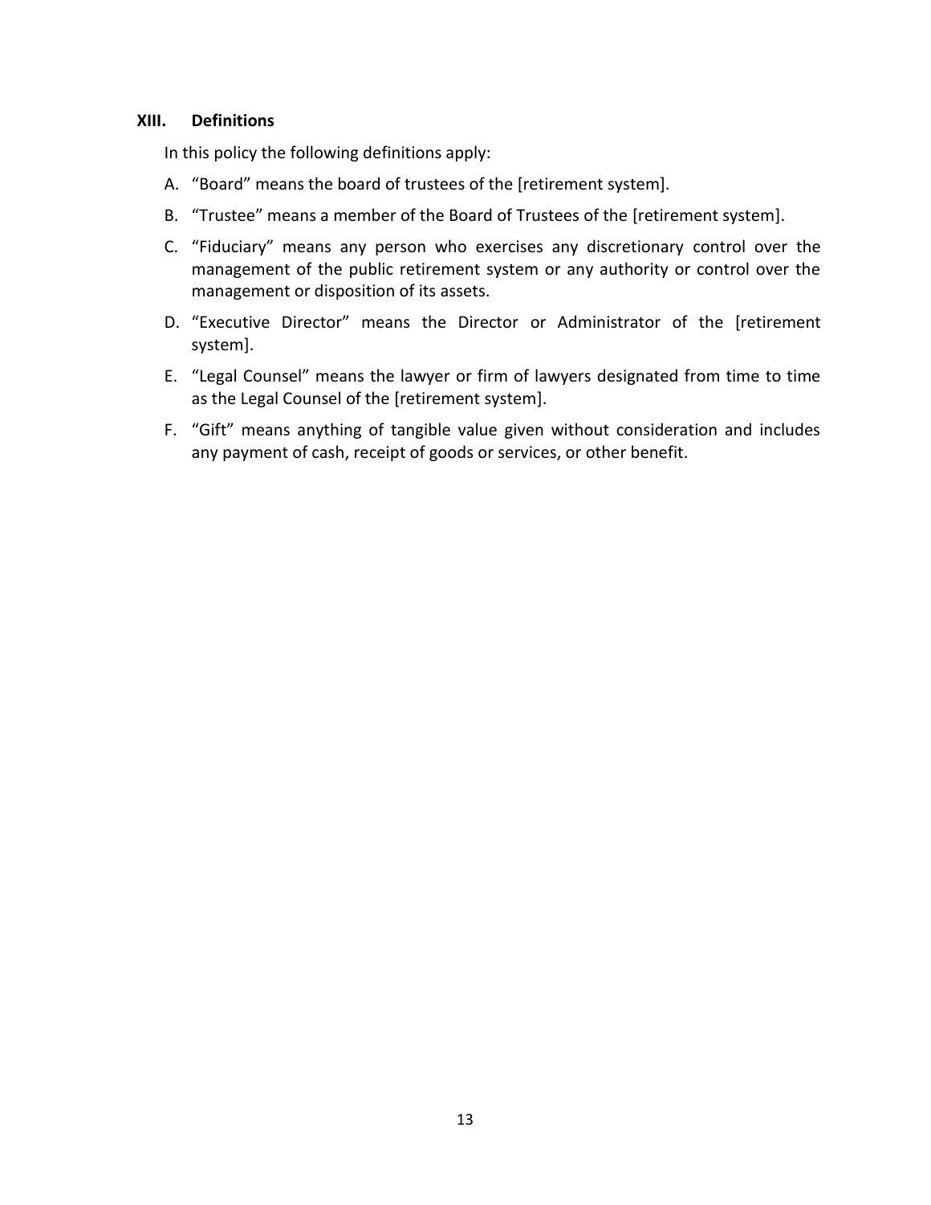## XIII. Definitions

In this policy the following definitions apply:

A. "Board" means the board of trustees of the [retirement system].

B. "Trustee" means a member of the Board of Trustees of the [retirement system].

C. "Fiduciary" means any person who exercises any discretionary control over the management of the public retirement system or any authority or control over the management or disposition of its assets.

D. "Executive Director" means the Director or Administrator of the [retirement system].

E. "Legal Counsel" means the lawyer or firm of lawyers designated from time to time as the Legal Counsel of the [retirement system].

F. "Gift" means anything of tangible value given without consideration and includes any payment of cash, receipt of goods or services, or other benefit.